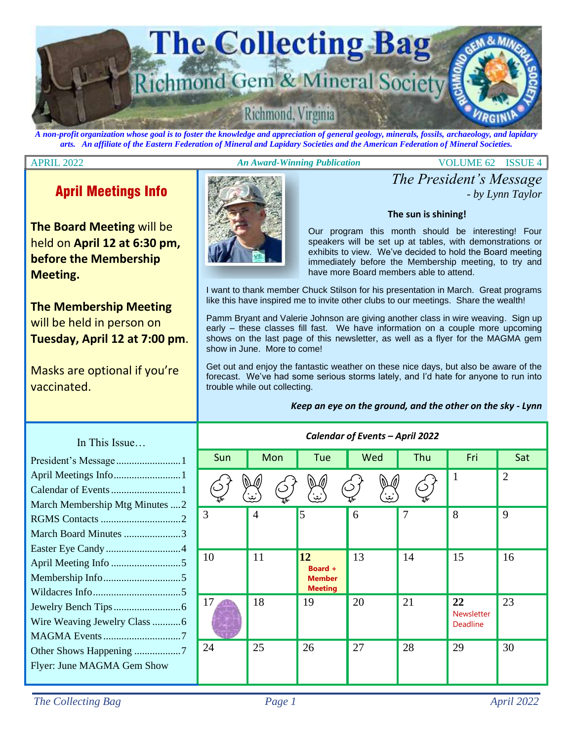# The Collecting Bag

## Richmond Gem & Mineral Society

Richmond, Virginia

*A non-profit organization whose goal is to foster the knowledge and appreciation of general geology, minerals, fossils, archaeology, and lapidary arts. An affiliate of the Eastern Federation of Mineral and Lapidary Societies and the American Federation of Mineral Societies.*

APRIL 2022 | ***An Award-Winning Publication*** | VOLUME 62 ISSUE 4

## April Meetings Info

**The Board Meeting** will be held on **April 12 at 6:30 pm, before the Membership Meeting.**

**The Membership Meeting** will be held in person on **Tuesday, April 12 at 7:00 pm**.

Masks are optional if you're vaccinated.

## *The President's Message*

*- by Lynn Taylor*

**The sun is shining!**

Our program this month should be interesting! Four speakers will be set up at tables, with demonstrations or exhibits to view. We've decided to hold the Board meeting immediately before the Membership meeting, to try and have more Board members able to attend.

I want to thank member Chuck Stilson for his presentation in March. Great programs like this have inspired me to invite other clubs to our meetings. Share the wealth!

Pamm Bryant and Valerie Johnson are giving another class in wire weaving. Sign up early – these classes fill fast. We have information on a couple more upcoming shows on the last page of this newsletter, as well as a flyer for the MAGMA gem show in June. More to come!

Get out and enjoy the fantastic weather on these nice days, but also be aware of the forecast. We've had some serious storms lately, and I'd hate for anyone to run into trouble while out collecting.

***Keep an eye on the ground, and the other on the sky - Lynn***

### In This Issue…

- President's Message .......... 1
- April Meetings Info .......... 1
- Calendar of Events .......... 1
- March Membership Mtg Minutes .... 2
- RGMS Contacts .......... 2
- March Board Minutes .......... 3
- Easter Eye Candy .......... 4
- April Meeting Info .......... 5
- Membership Info .......... 5
- Wildacres Info .......... 5
- Jewelry Bench Tips .......... 6
- Wire Weaving Jewelry Class .......... 6
- MAGMA Events .......... 7
- Other Shows Happening .......... 7
- Flyer: June MAGMA Gem Show

### *Calendar of Events – April 2022*

| Sun | Mon | Tue | Wed | Thu | Fri | Sat |
|---|---|---|---|---|---|---|
| | | | | | 1 | 2 |
| 3 | 4 | 5 | 6 | 7 | 8 | 9 |
| 10 | 11 | **12** **Board + Member Meeting** | 13 | 14 | 15 | 16 |
| 17 | 18 | 19 | 20 | 21 | **22** Newsletter Deadline | 23 |
| 24 | 25 | 26 | 27 | 28 | 29 | 30 |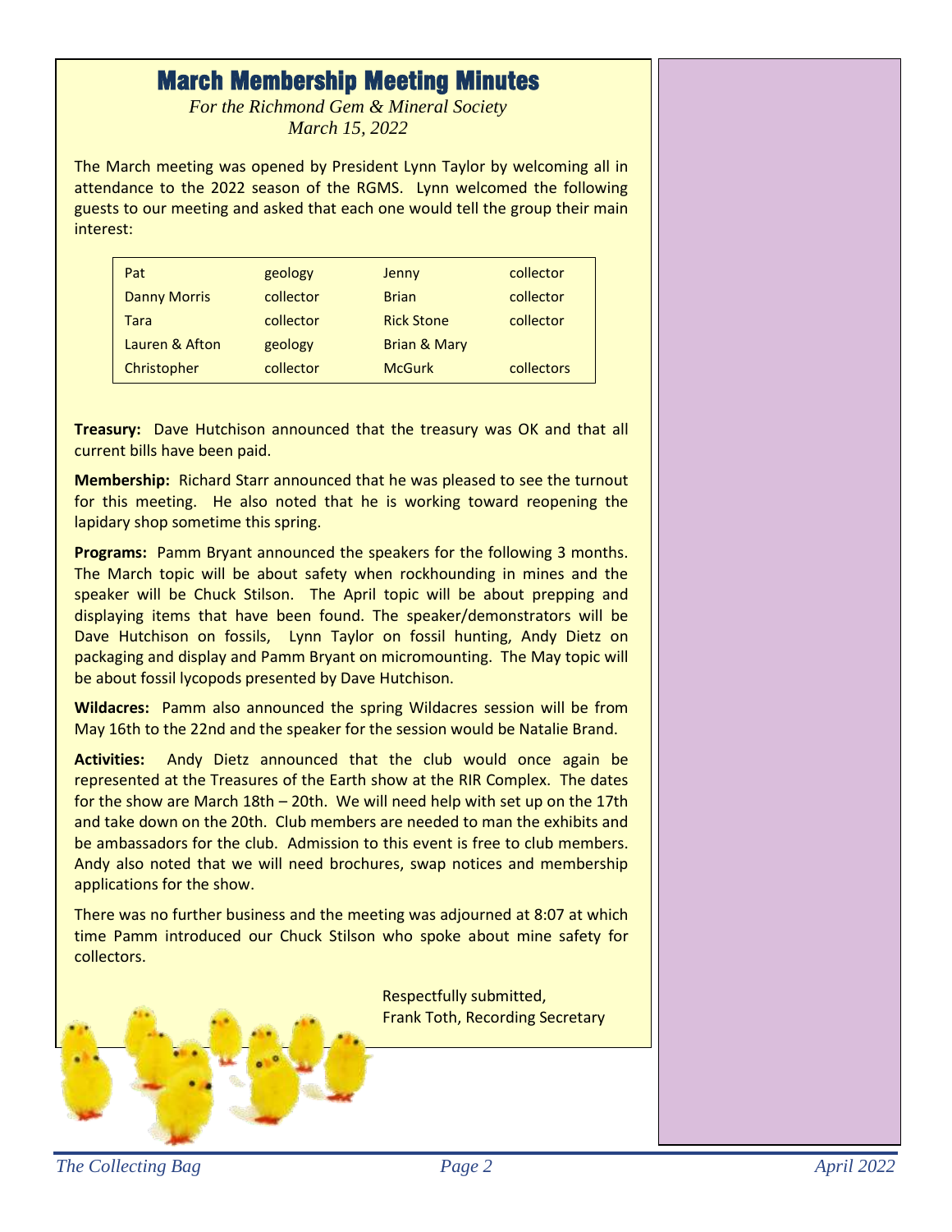# March Membership Meeting Minutes

*For the Richmond Gem & Mineral Society*
*March 15, 2022*

The March meeting was opened by President Lynn Taylor by welcoming all in attendance to the 2022 season of the RGMS. Lynn welcomed the following guests to our meeting and asked that each one would tell the group their main interest:

| | | | |
|---|---|---|---|
| Pat | geology | Jenny | collector |
| Danny Morris | collector | Brian | collector |
| Tara | collector | Rick Stone | collector |
| Lauren & Afton | geology | Brian & Mary | |
| Christopher | collector | McGurk | collectors |

**Treasury:** Dave Hutchison announced that the treasury was OK and that all current bills have been paid.

**Membership:** Richard Starr announced that he was pleased to see the turnout for this meeting. He also noted that he is working toward reopening the lapidary shop sometime this spring.

**Programs:** Pamm Bryant announced the speakers for the following 3 months. The March topic will be about safety when rockhounding in mines and the speaker will be Chuck Stilson. The April topic will be about prepping and displaying items that have been found. The speaker/demonstrators will be Dave Hutchison on fossils, Lynn Taylor on fossil hunting, Andy Dietz on packaging and display and Pamm Bryant on micromounting. The May topic will be about fossil lycopods presented by Dave Hutchison.

**Wildacres:** Pamm also announced the spring Wildacres session will be from May 16th to the 22nd and the speaker for the session would be Natalie Brand.

**Activities:** Andy Dietz announced that the club would once again be represented at the Treasures of the Earth show at the RIR Complex. The dates for the show are March 18th – 20th. We will need help with set up on the 17th and take down on the 20th. Club members are needed to man the exhibits and be ambassadors for the club. Admission to this event is free to club members. Andy also noted that we will need brochures, swap notices and membership applications for the show.

There was no further business and the meeting was adjourned at 8:07 at which time Pamm introduced our Chuck Stilson who spoke about mine safety for collectors.

Respectfully submitted,
Frank Toth, Recording Secretary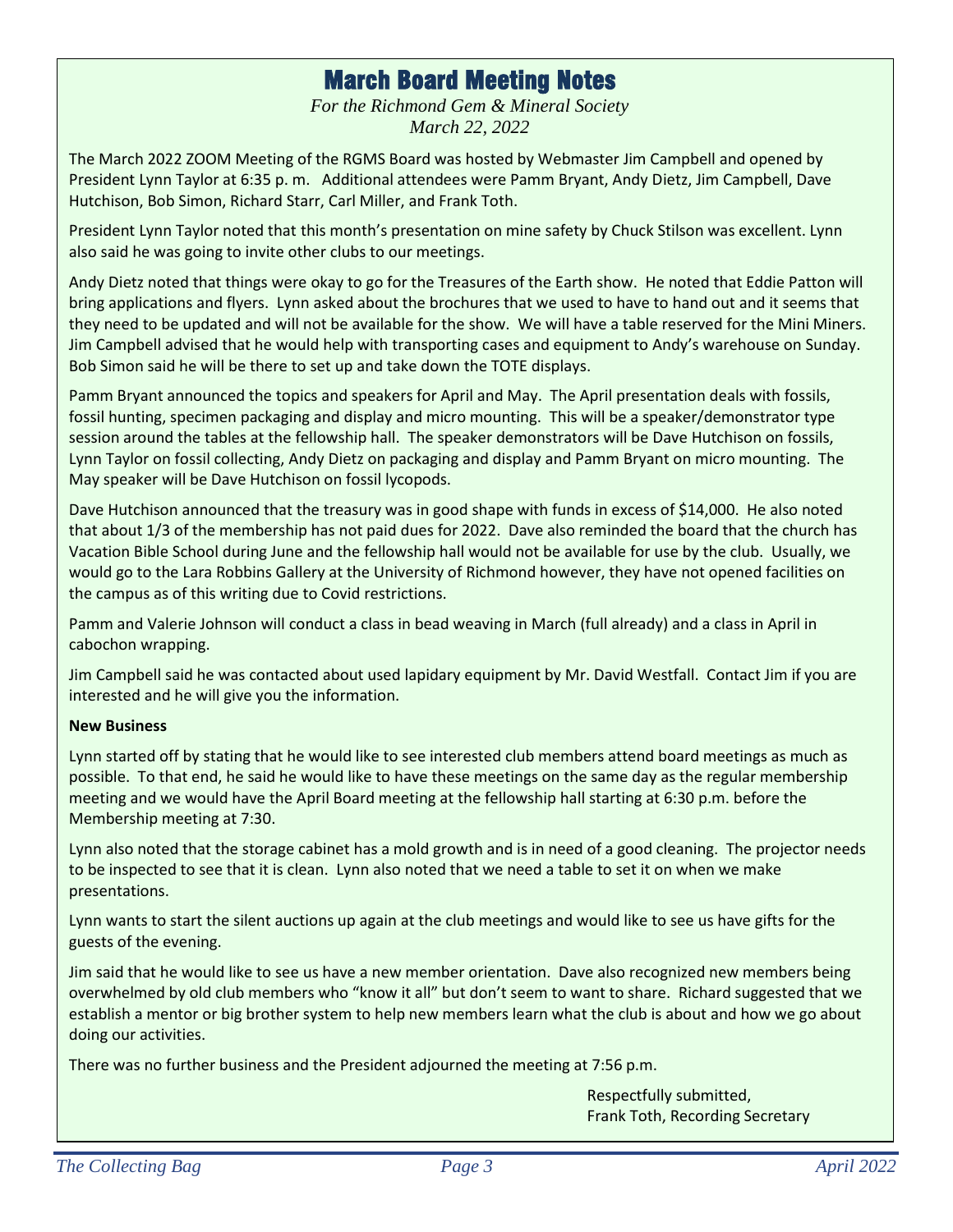# March Board Meeting Notes

*For the Richmond Gem & Mineral Society*
*March 22, 2022*

The March 2022 ZOOM Meeting of the RGMS Board was hosted by Webmaster Jim Campbell and opened by President Lynn Taylor at 6:35 p. m. Additional attendees were Pamm Bryant, Andy Dietz, Jim Campbell, Dave Hutchison, Bob Simon, Richard Starr, Carl Miller, and Frank Toth.

President Lynn Taylor noted that this month's presentation on mine safety by Chuck Stilson was excellent. Lynn also said he was going to invite other clubs to our meetings.

Andy Dietz noted that things were okay to go for the Treasures of the Earth show. He noted that Eddie Patton will bring applications and flyers. Lynn asked about the brochures that we used to have to hand out and it seems that they need to be updated and will not be available for the show. We will have a table reserved for the Mini Miners. Jim Campbell advised that he would help with transporting cases and equipment to Andy's warehouse on Sunday. Bob Simon said he will be there to set up and take down the TOTE displays.

Pamm Bryant announced the topics and speakers for April and May. The April presentation deals with fossils, fossil hunting, specimen packaging and display and micro mounting. This will be a speaker/demonstrator type session around the tables at the fellowship hall. The speaker demonstrators will be Dave Hutchison on fossils, Lynn Taylor on fossil collecting, Andy Dietz on packaging and display and Pamm Bryant on micro mounting. The May speaker will be Dave Hutchison on fossil lycopods.

Dave Hutchison announced that the treasury was in good shape with funds in excess of $14,000. He also noted that about 1/3 of the membership has not paid dues for 2022. Dave also reminded the board that the church has Vacation Bible School during June and the fellowship hall would not be available for use by the club. Usually, we would go to the Lara Robbins Gallery at the University of Richmond however, they have not opened facilities on the campus as of this writing due to Covid restrictions.

Pamm and Valerie Johnson will conduct a class in bead weaving in March (full already) and a class in April in cabochon wrapping.

Jim Campbell said he was contacted about used lapidary equipment by Mr. David Westfall. Contact Jim if you are interested and he will give you the information.

**New Business**

Lynn started off by stating that he would like to see interested club members attend board meetings as much as possible. To that end, he said he would like to have these meetings on the same day as the regular membership meeting and we would have the April Board meeting at the fellowship hall starting at 6:30 p.m. before the Membership meeting at 7:30.

Lynn also noted that the storage cabinet has a mold growth and is in need of a good cleaning. The projector needs to be inspected to see that it is clean. Lynn also noted that we need a table to set it on when we make presentations.

Lynn wants to start the silent auctions up again at the club meetings and would like to see us have gifts for the guests of the evening.

Jim said that he would like to see us have a new member orientation. Dave also recognized new members being overwhelmed by old club members who "know it all" but don't seem to want to share. Richard suggested that we establish a mentor or big brother system to help new members learn what the club is about and how we go about doing our activities.

There was no further business and the President adjourned the meeting at 7:56 p.m.

Respectfully submitted,
Frank Toth, Recording Secretary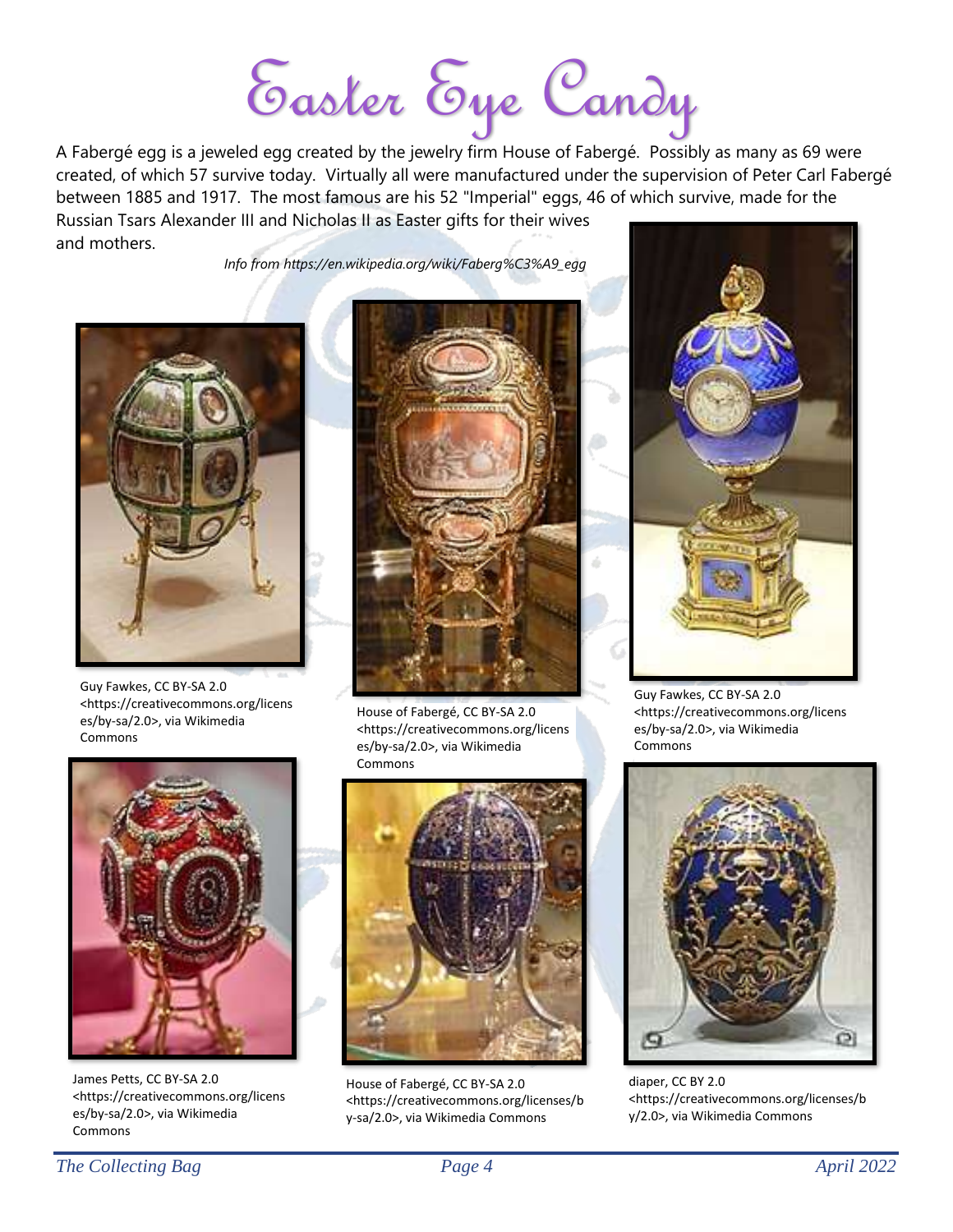# Easter Eye Candy

A Fabergé egg is a jeweled egg created by the jewelry firm House of Fabergé. Possibly as many as 69 were created, of which 57 survive today. Virtually all were manufactured under the supervision of Peter Carl Fabergé between 1885 and 1917. The most famous are his 52 "Imperial" eggs, 46 of which survive, made for the Russian Tsars Alexander III and Nicholas II as Easter gifts for their wives and mothers.

*Info from https://en.wikipedia.org/wiki/Faberg%C3%A9_egg*

Guy Fawkes, CC BY-SA 2.0 <https://creativecommons.org/licenses/by-sa/2.0>, via Wikimedia Commons

House of Fabergé, CC BY-SA 2.0 <https://creativecommons.org/licenses/by-sa/2.0>, via Wikimedia Commons

Guy Fawkes, CC BY-SA 2.0 <https://creativecommons.org/licenses/by-sa/2.0>, via Wikimedia Commons

James Petts, CC BY-SA 2.0 <https://creativecommons.org/licenses/by-sa/2.0>, via Wikimedia Commons

House of Fabergé, CC BY-SA 2.0 <https://creativecommons.org/licenses/by-sa/2.0>, via Wikimedia Commons

diaper, CC BY 2.0 <https://creativecommons.org/licenses/by/2.0>, via Wikimedia Commons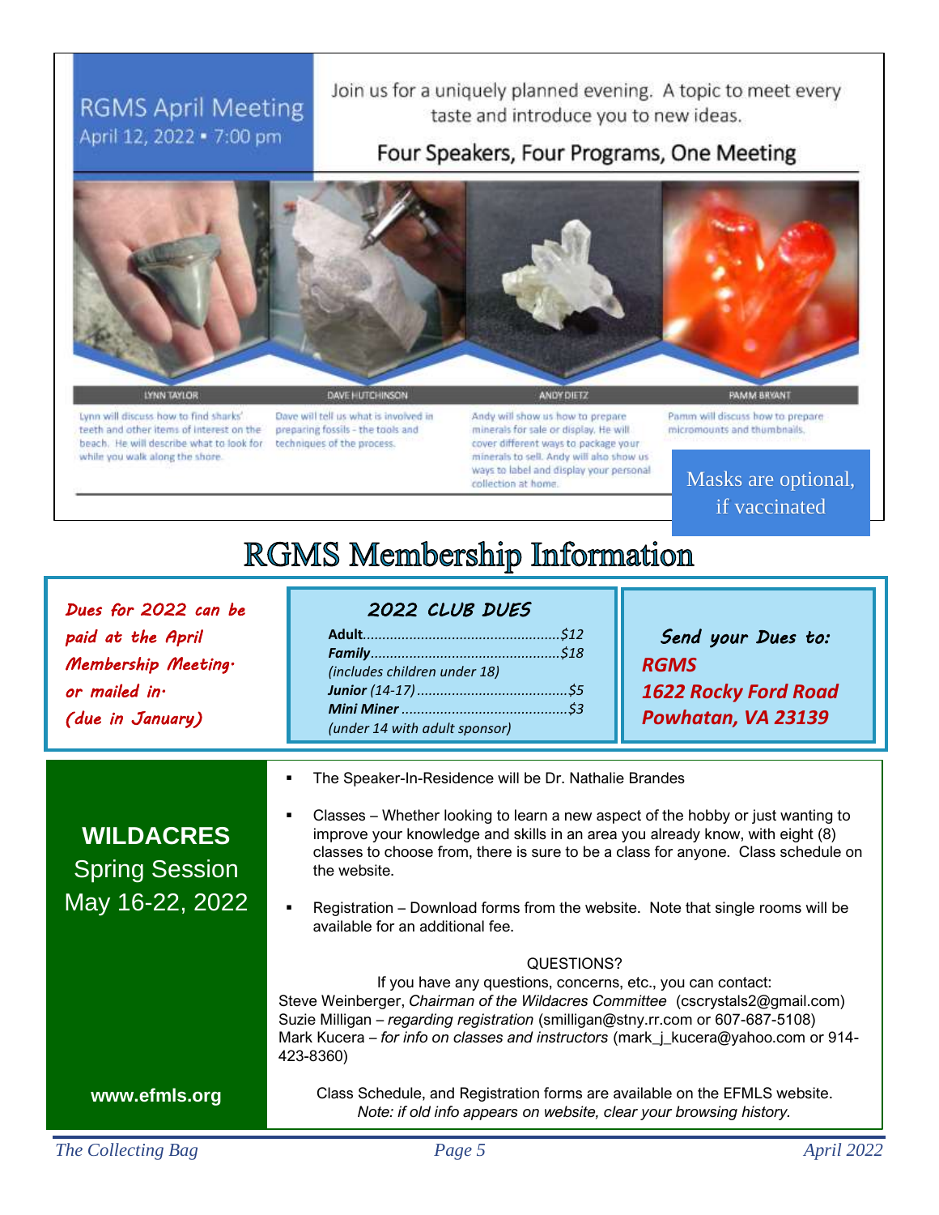## RGMS April Meeting

April 12, 2022 • 7:00 pm

Join us for a uniquely planned evening. A topic to meet every taste and introduce you to new ideas.

### Four Speakers, Four Programs, One Meeting

**LYNN TAYLOR**

Lynn will discuss how to find sharks' teeth and other items of interest on the beach. He will describe what to look for while you walk along the shore.

**DAVE HUTCHINSON**

Dave will tell us what is involved in preparing fossils - the tools and techniques of the process.

**ANDY DIETZ**

Andy will show us how to prepare minerals for sale or display. He will cover different ways to package your minerals to sell. Andy will also show us ways to label and display your personal collection at home.

**PAMM BRYANT**

Pamm will discuss how to prepare micromounts and thumbnails.

Masks are optional, if vaccinated

# RGMS Membership Information

*Dues for 2022 can be paid at the April Membership Meeting. or mailed in. (due in January)*

### 2022 CLUB DUES

**Adult**.................................................$12
***Family***...............................................$18
*(includes children under 18)*
***Junior*** *(14-17)*......................................$5
***Mini Miner***..........................................$3
*(under 14 with adult sponsor)*

***Send your Dues to:***
***RGMS***
***1622 Rocky Ford Road***
***Powhatan, VA 23139***

## WILDACRES Spring Session May 16-22, 2022

- The Speaker-In-Residence will be Dr. Nathalie Brandes
- Classes – Whether looking to learn a new aspect of the hobby or just wanting to improve your knowledge and skills in an area you already know, with eight (8) classes to choose from, there is sure to be a class for anyone. Class schedule on the website.
- Registration – Download forms from the website. Note that single rooms will be available for an additional fee.

QUESTIONS?

If you have any questions, concerns, etc., you can contact:
Steve Weinberger, *Chairman of the Wildacres Committee* (cscrystals2@gmail.com)
Suzie Milligan – *regarding registration* (smilligan@stny.rr.com or 607-687-5108)
Mark Kucera – *for info on classes and instructors* (mark_j_kucera@yahoo.com or 914-423-8360)

Class Schedule, and Registration forms are available on the EFMLS website.
*Note: if old info appears on website, clear your browsing history.*

**www.efmls.org**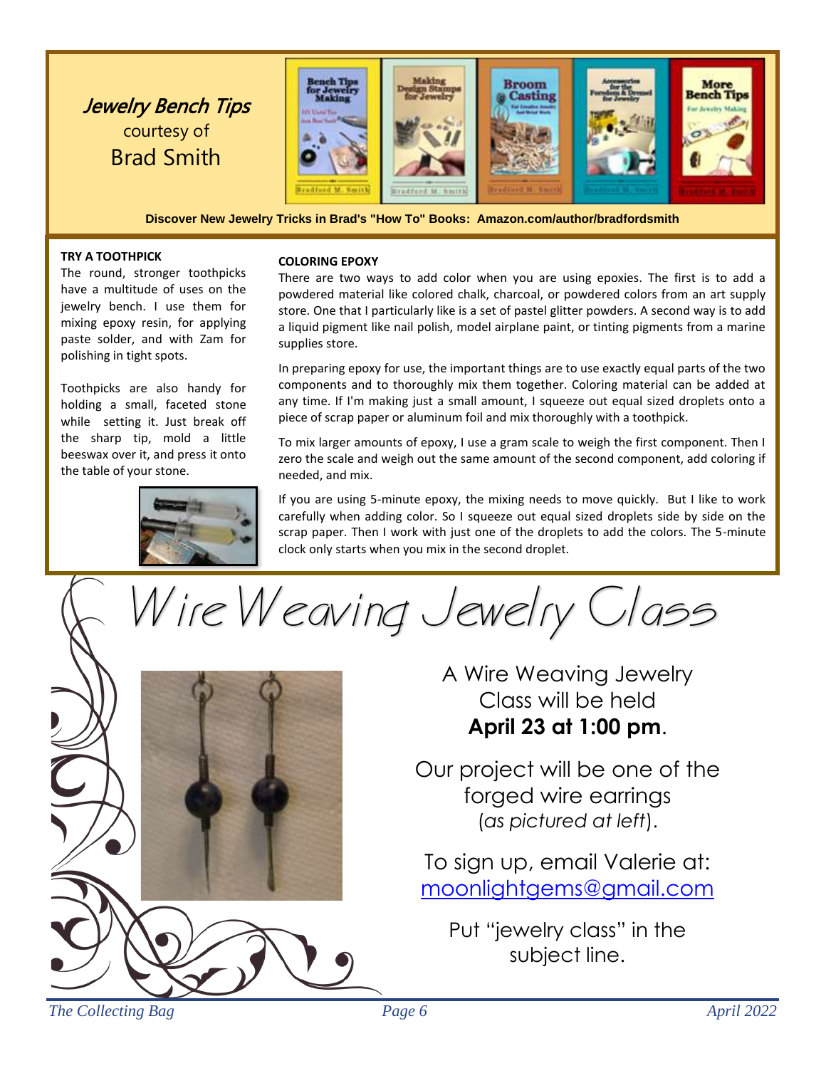## *Jewelry Bench Tips*

courtesy of

Brad Smith

**Discover New Jewelry Tricks in Brad's "How To" Books: Amazon.com/author/bradfordsmith**

**TRY A TOOTHPICK**

The round, stronger toothpicks have a multitude of uses on the jewelry bench. I use them for mixing epoxy resin, for applying paste solder, and with Zam for polishing in tight spots.

Toothpicks are also handy for holding a small, faceted stone while setting it. Just break off the sharp tip, mold a little beeswax over it, and press it onto the table of your stone.

**COLORING EPOXY**

There are two ways to add color when you are using epoxies. The first is to add a powdered material like colored chalk, charcoal, or powdered colors from an art supply store. One that I particularly like is a set of pastel glitter powders. A second way is to add a liquid pigment like nail polish, model airplane paint, or tinting pigments from a marine supplies store.

In preparing epoxy for use, the important things are to use exactly equal parts of the two components and to thoroughly mix them together. Coloring material can be added at any time. If I'm making just a small amount, I squeeze out equal sized droplets onto a piece of scrap paper or aluminum foil and mix thoroughly with a toothpick.

To mix larger amounts of epoxy, I use a gram scale to weigh the first component. Then I zero the scale and weigh out the same amount of the second component, add coloring if needed, and mix.

If you are using 5-minute epoxy, the mixing needs to move quickly. But I like to work carefully when adding color. So I squeeze out equal sized droplets side by side on the scrap paper. Then I work with just one of the droplets to add the colors. The 5-minute clock only starts when you mix in the second droplet.

# *Wire Weaving Jewelry Class*

A Wire Weaving Jewelry Class will be held **April 23 at 1:00 pm**.

Our project will be one of the forged wire earrings (*as pictured at left*).

To sign up, email Valerie at: moonlightgems@gmail.com

Put "jewelry class" in the subject line.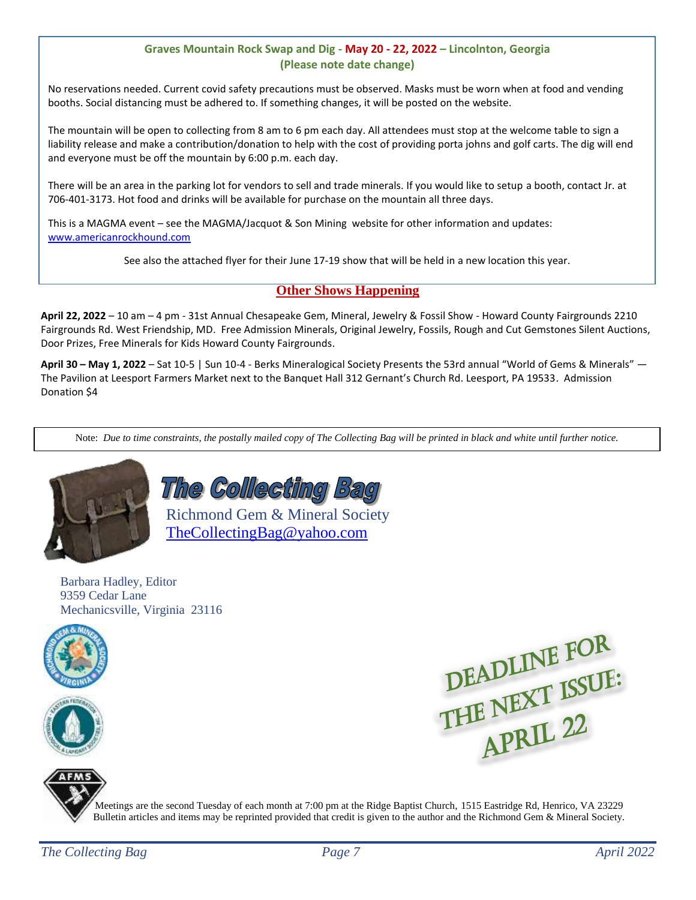**Graves Mountain Rock Swap and Dig - May 20 - 22, 2022 – Lincolnton, Georgia**
**(Please note date change)**

No reservations needed. Current covid safety precautions must be observed. Masks must be worn when at food and vending booths. Social distancing must be adhered to. If something changes, it will be posted on the website.

The mountain will be open to collecting from 8 am to 6 pm each day. All attendees must stop at the welcome table to sign a liability release and make a contribution/donation to help with the cost of providing porta johns and golf carts. The dig will end and everyone must be off the mountain by 6:00 p.m. each day.

There will be an area in the parking lot for vendors to sell and trade minerals. If you would like to setup a booth, contact Jr. at 706-401-3173. Hot food and drinks will be available for purchase on the mountain all three days.

This is a MAGMA event – see the MAGMA/Jacquot & Son Mining website for other information and updates: www.americanrockhound.com

See also the attached flyer for their June 17-19 show that will be held in a new location this year.

## Other Shows Happening

**April 22, 2022** – 10 am – 4 pm - 31st Annual Chesapeake Gem, Mineral, Jewelry & Fossil Show - Howard County Fairgrounds 2210 Fairgrounds Rd. West Friendship, MD. Free Admission Minerals, Original Jewelry, Fossils, Rough and Cut Gemstones Silent Auctions, Door Prizes, Free Minerals for Kids Howard County Fairgrounds.

**April 30 – May 1, 2022** – Sat 10-5 | Sun 10-4 - Berks Mineralogical Society Presents the 53rd annual "World of Gems & Minerals" — The Pavilion at Leesport Farmers Market next to the Banquet Hall 312 Gernant's Church Rd. Leesport, PA 19533. Admission Donation $4

Note: *Due to time constraints, the postally mailed copy of The Collecting Bag will be printed in black and white until further notice.*

**The Collecting Bag**

Richmond Gem & Mineral Society
TheCollectingBag@yahoo.com

Barbara Hadley, Editor
9359 Cedar Lane
Mechanicsville, Virginia 23116

DEADLINE FOR THE NEXT ISSUE: APRIL 22

Meetings are the second Tuesday of each month at 7:00 pm at the Ridge Baptist Church, 1515 Eastridge Rd, Henrico, VA 23229
Bulletin articles and items may be reprinted provided that credit is given to the author and the Richmond Gem & Mineral Society.